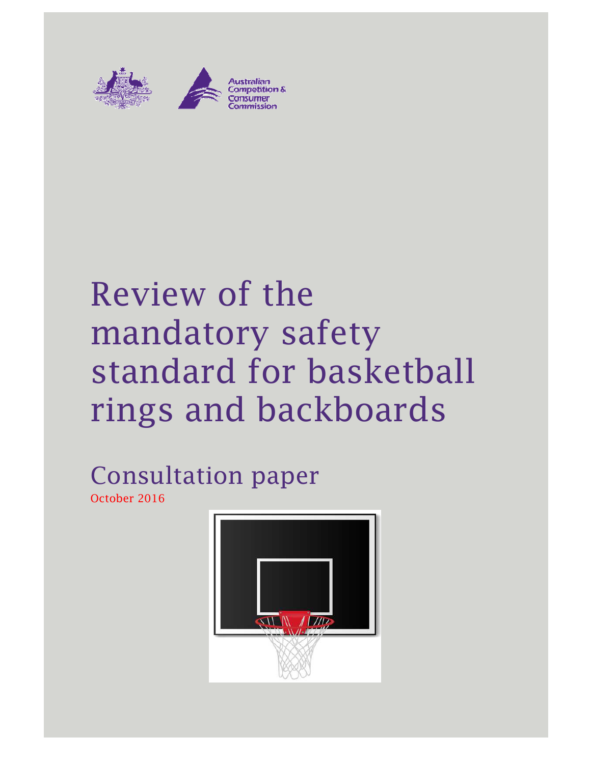Australian Competition & Consumer Commission

# Review of the mandatory safety standard for basketball rings and backboards

## Consultation paper

October 2016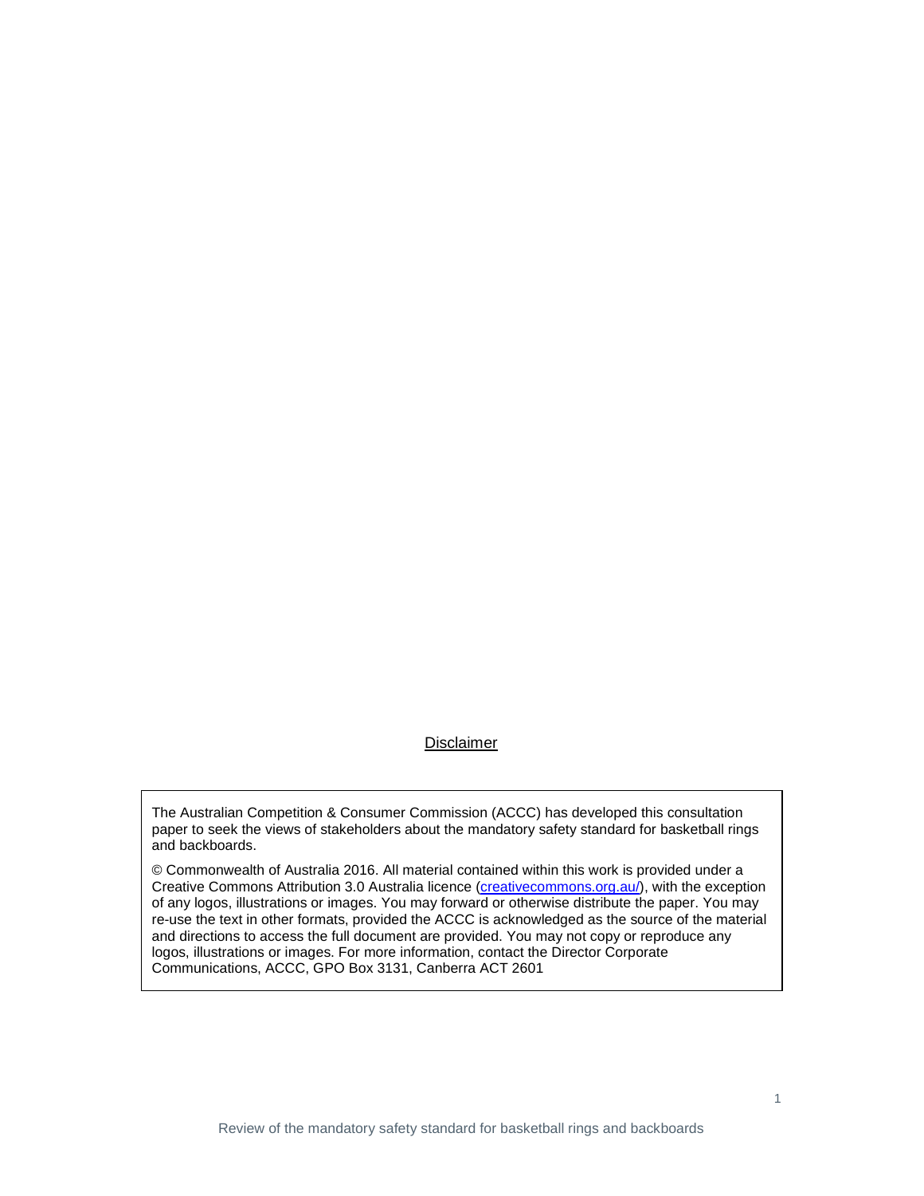Disclaimer

The Australian Competition & Consumer Commission (ACCC) has developed this consultation paper to seek the views of stakeholders about the mandatory safety standard for basketball rings and backboards.

© Commonwealth of Australia 2016. All material contained within this work is provided under a Creative Commons Attribution 3.0 Australia licence (creativecommons.org.au/), with the exception of any logos, illustrations or images. You may forward or otherwise distribute the paper. You may re-use the text in other formats, provided the ACCC is acknowledged as the source of the material and directions to access the full document are provided. You may not copy or reproduce any logos, illustrations or images. For more information, contact the Director Corporate Communications, ACCC, GPO Box 3131, Canberra ACT 2601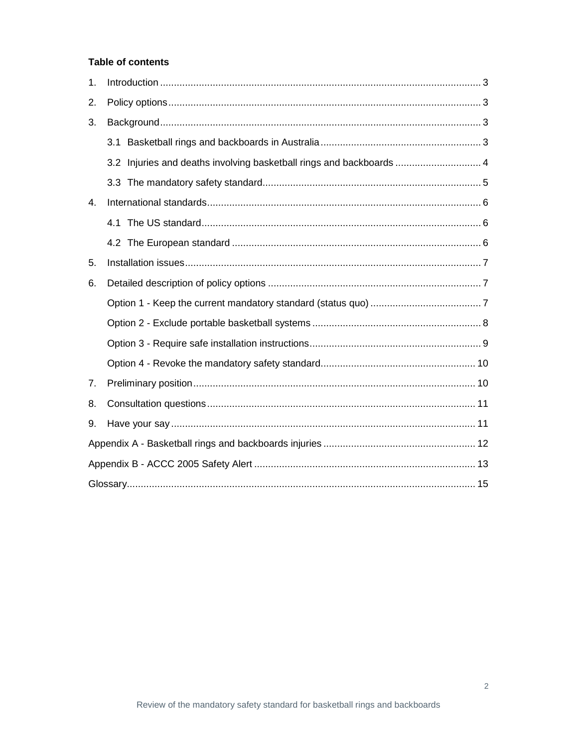**Table of contents**

1. Introduction ... 3
2. Policy options ... 3
3. Background ... 3
   - 3.1 Basketball rings and backboards in Australia ... 3
   - 3.2 Injuries and deaths involving basketball rings and backboards ... 4
   - 3.3 The mandatory safety standard ... 5
4. International standards ... 6
   - 4.1 The US standard ... 6
   - 4.2 The European standard ... 6
5. Installation issues ... 7
6. Detailed description of policy options ... 7
   - Option 1 - Keep the current mandatory standard (status quo) ... 7
   - Option 2 - Exclude portable basketball systems ... 8
   - Option 3 - Require safe installation instructions ... 9
   - Option 4 - Revoke the mandatory safety standard ... 10
7. Preliminary position ... 10
8. Consultation questions ... 11
9. Have your say ... 11

Appendix A - Basketball rings and backboards injuries ... 12

Appendix B - ACCC 2005 Safety Alert ... 13

Glossary ... 15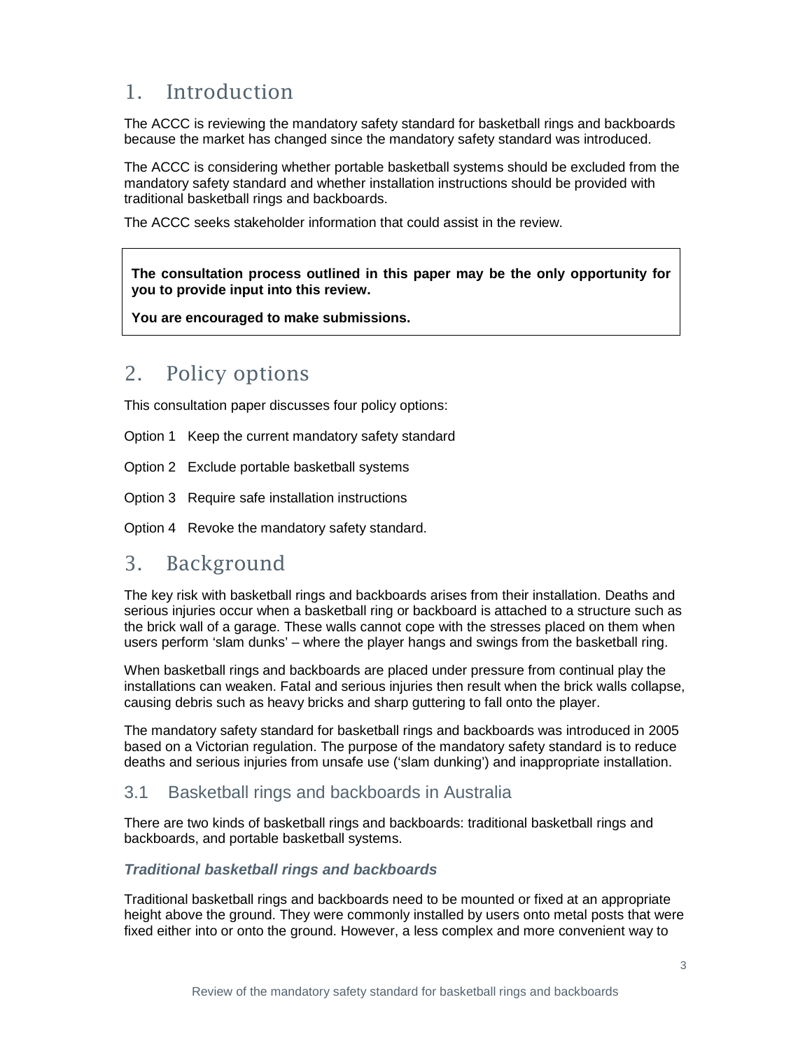# 1. Introduction

The ACCC is reviewing the mandatory safety standard for basketball rings and backboards because the market has changed since the mandatory safety standard was introduced.

The ACCC is considering whether portable basketball systems should be excluded from the mandatory safety standard and whether installation instructions should be provided with traditional basketball rings and backboards.

The ACCC seeks stakeholder information that could assist in the review.

> **The consultation process outlined in this paper may be the only opportunity for you to provide input into this review.**
>
> **You are encouraged to make submissions.**

# 2. Policy options

This consultation paper discusses four policy options:

Option 1 Keep the current mandatory safety standard

Option 2 Exclude portable basketball systems

Option 3 Require safe installation instructions

Option 4 Revoke the mandatory safety standard.

# 3. Background

The key risk with basketball rings and backboards arises from their installation. Deaths and serious injuries occur when a basketball ring or backboard is attached to a structure such as the brick wall of a garage. These walls cannot cope with the stresses placed on them when users perform 'slam dunks' – where the player hangs and swings from the basketball ring.

When basketball rings and backboards are placed under pressure from continual play the installations can weaken. Fatal and serious injuries then result when the brick walls collapse, causing debris such as heavy bricks and sharp guttering to fall onto the player.

The mandatory safety standard for basketball rings and backboards was introduced in 2005 based on a Victorian regulation. The purpose of the mandatory safety standard is to reduce deaths and serious injuries from unsafe use ('slam dunking') and inappropriate installation.

## 3.1 Basketball rings and backboards in Australia

There are two kinds of basketball rings and backboards: traditional basketball rings and backboards, and portable basketball systems.

### *Traditional basketball rings and backboards*

Traditional basketball rings and backboards need to be mounted or fixed at an appropriate height above the ground. They were commonly installed by users onto metal posts that were fixed either into or onto the ground. However, a less complex and more convenient way to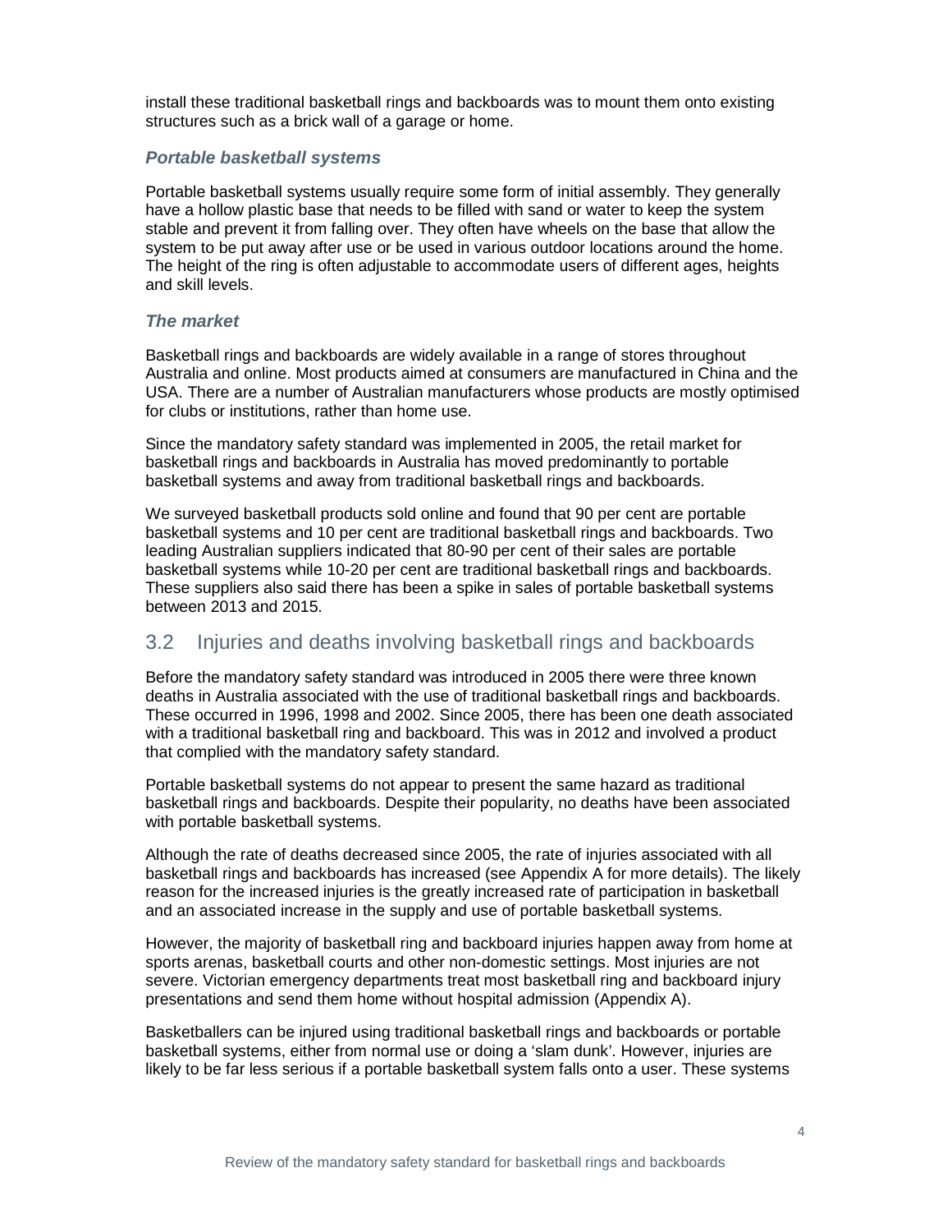install these traditional basketball rings and backboards was to mount them onto existing structures such as a brick wall of a garage or home.

### *Portable basketball systems*

Portable basketball systems usually require some form of initial assembly. They generally have a hollow plastic base that needs to be filled with sand or water to keep the system stable and prevent it from falling over. They often have wheels on the base that allow the system to be put away after use or be used in various outdoor locations around the home. The height of the ring is often adjustable to accommodate users of different ages, heights and skill levels.

### *The market*

Basketball rings and backboards are widely available in a range of stores throughout Australia and online. Most products aimed at consumers are manufactured in China and the USA. There are a number of Australian manufacturers whose products are mostly optimised for clubs or institutions, rather than home use.

Since the mandatory safety standard was implemented in 2005, the retail market for basketball rings and backboards in Australia has moved predominantly to portable basketball systems and away from traditional basketball rings and backboards.

We surveyed basketball products sold online and found that 90 per cent are portable basketball systems and 10 per cent are traditional basketball rings and backboards. Two leading Australian suppliers indicated that 80-90 per cent of their sales are portable basketball systems while 10-20 per cent are traditional basketball rings and backboards. These suppliers also said there has been a spike in sales of portable basketball systems between 2013 and 2015.

## 3.2 Injuries and deaths involving basketball rings and backboards

Before the mandatory safety standard was introduced in 2005 there were three known deaths in Australia associated with the use of traditional basketball rings and backboards. These occurred in 1996, 1998 and 2002. Since 2005, there has been one death associated with a traditional basketball ring and backboard. This was in 2012 and involved a product that complied with the mandatory safety standard.

Portable basketball systems do not appear to present the same hazard as traditional basketball rings and backboards. Despite their popularity, no deaths have been associated with portable basketball systems.

Although the rate of deaths decreased since 2005, the rate of injuries associated with all basketball rings and backboards has increased (see Appendix A for more details). The likely reason for the increased injuries is the greatly increased rate of participation in basketball and an associated increase in the supply and use of portable basketball systems.

However, the majority of basketball ring and backboard injuries happen away from home at sports arenas, basketball courts and other non-domestic settings. Most injuries are not severe. Victorian emergency departments treat most basketball ring and backboard injury presentations and send them home without hospital admission (Appendix A).

Basketballers can be injured using traditional basketball rings and backboards or portable basketball systems, either from normal use or doing a 'slam dunk'. However, injuries are likely to be far less serious if a portable basketball system falls onto a user. These systems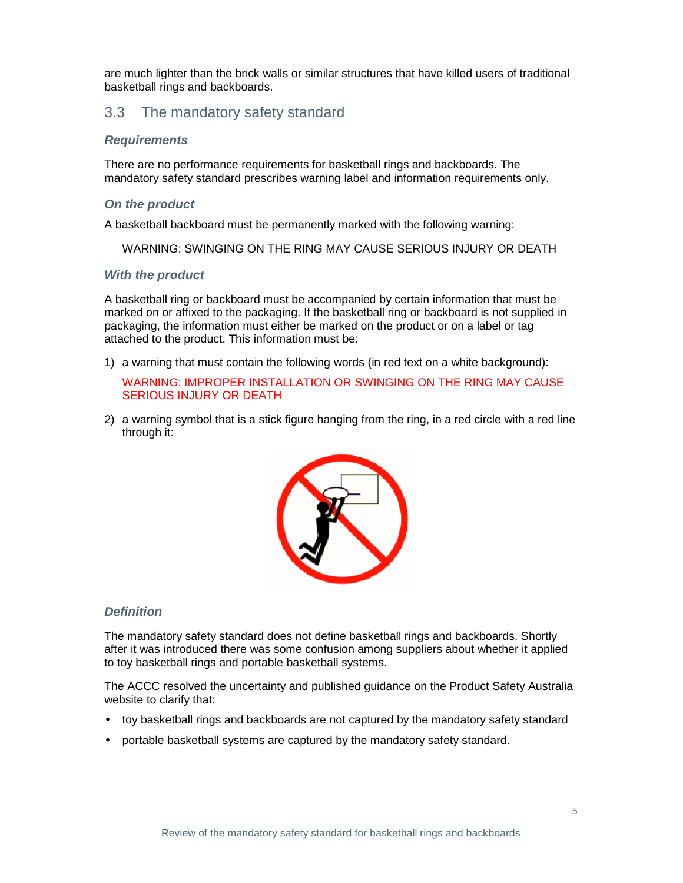are much lighter than the brick walls or similar structures that have killed users of traditional basketball rings and backboards.

## 3.3 The mandatory safety standard

### *Requirements*

There are no performance requirements for basketball rings and backboards. The mandatory safety standard prescribes warning label and information requirements only.

### *On the product*

A basketball backboard must be permanently marked with the following warning:

WARNING: SWINGING ON THE RING MAY CAUSE SERIOUS INJURY OR DEATH

### *With the product*

A basketball ring or backboard must be accompanied by certain information that must be marked on or affixed to the packaging. If the basketball ring or backboard is not supplied in packaging, the information must either be marked on the product or on a label or tag attached to the product. This information must be:

1) a warning that must contain the following words (in red text on a white background):

   WARNING: IMPROPER INSTALLATION OR SWINGING ON THE RING MAY CAUSE SERIOUS INJURY OR DEATH

2) a warning symbol that is a stick figure hanging from the ring, in a red circle with a red line through it:

### *Definition*

The mandatory safety standard does not define basketball rings and backboards. Shortly after it was introduced there was some confusion among suppliers about whether it applied to toy basketball rings and portable basketball systems.

The ACCC resolved the uncertainty and published guidance on the Product Safety Australia website to clarify that:

- toy basketball rings and backboards are not captured by the mandatory safety standard
- portable basketball systems are captured by the mandatory safety standard.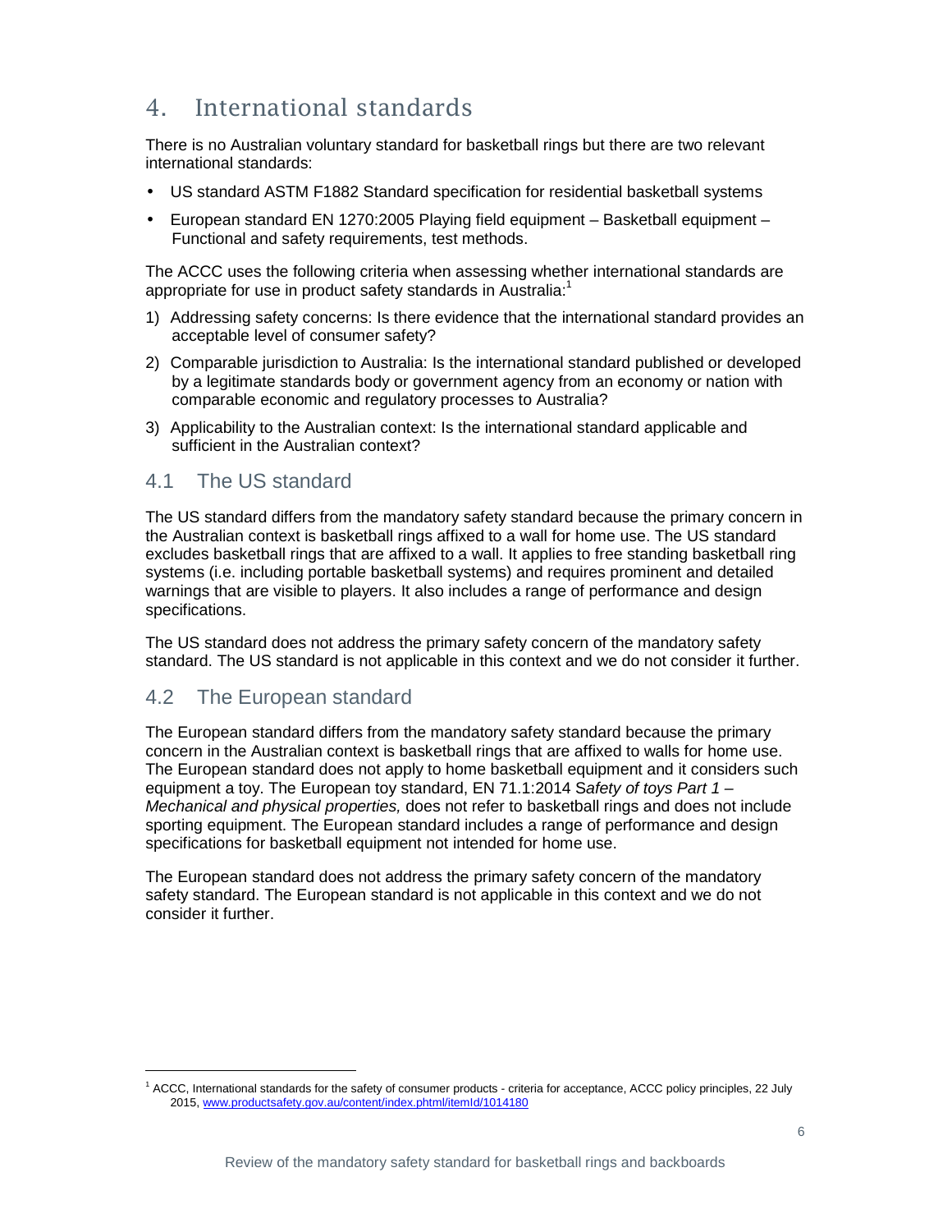# 4. International standards

There is no Australian voluntary standard for basketball rings but there are two relevant international standards:

- US standard ASTM F1882 Standard specification for residential basketball systems
- European standard EN 1270:2005 Playing field equipment – Basketball equipment – Functional and safety requirements, test methods.

The ACCC uses the following criteria when assessing whether international standards are appropriate for use in product safety standards in Australia:[1]

1) Addressing safety concerns: Is there evidence that the international standard provides an acceptable level of consumer safety?
2) Comparable jurisdiction to Australia: Is the international standard published or developed by a legitimate standards body or government agency from an economy or nation with comparable economic and regulatory processes to Australia?
3) Applicability to the Australian context: Is the international standard applicable and sufficient in the Australian context?

## 4.1 The US standard

The US standard differs from the mandatory safety standard because the primary concern in the Australian context is basketball rings affixed to a wall for home use. The US standard excludes basketball rings that are affixed to a wall. It applies to free standing basketball ring systems (i.e. including portable basketball systems) and requires prominent and detailed warnings that are visible to players. It also includes a range of performance and design specifications.

The US standard does not address the primary safety concern of the mandatory safety standard. The US standard is not applicable in this context and we do not consider it further.

## 4.2 The European standard

The European standard differs from the mandatory safety standard because the primary concern in the Australian context is basketball rings that are affixed to walls for home use. The European standard does not apply to home basketball equipment and it considers such equipment a toy. The European toy standard, EN 71.1:2014 S*afety of toys Part 1 – Mechanical and physical properties,* does not refer to basketball rings and does not include sporting equipment. The European standard includes a range of performance and design specifications for basketball equipment not intended for home use.

The European standard does not address the primary safety concern of the mandatory safety standard. The European standard is not applicable in this context and we do not consider it further.

[1] ACCC, International standards for the safety of consumer products - criteria for acceptance, ACCC policy principles, 22 July 2015, www.productsafety.gov.au/content/index.phtml/itemId/1014180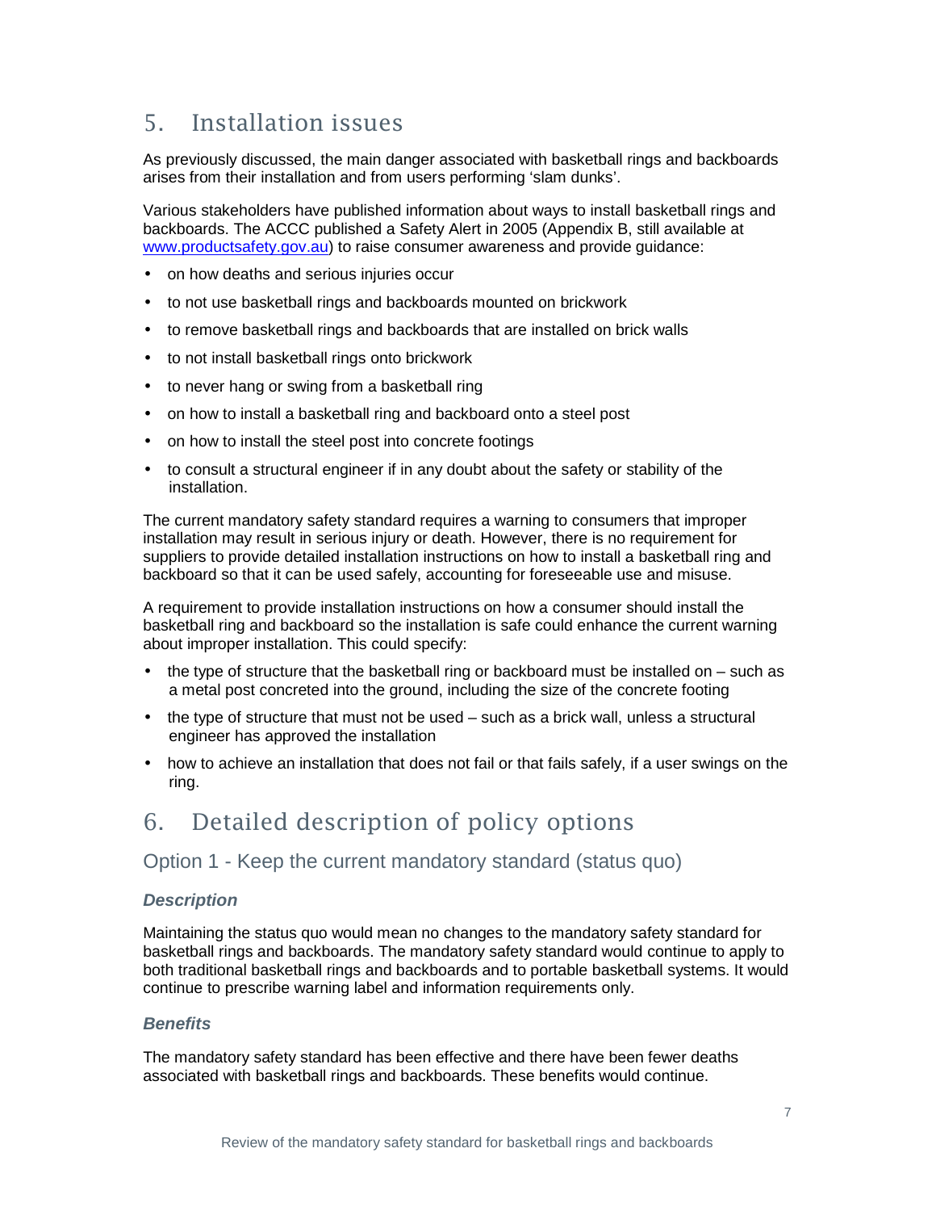# 5. Installation issues

As previously discussed, the main danger associated with basketball rings and backboards arises from their installation and from users performing 'slam dunks'.

Various stakeholders have published information about ways to install basketball rings and backboards. The ACCC published a Safety Alert in 2005 (Appendix B, still available at [www.productsafety.gov.au](www.productsafety.gov.au)) to raise consumer awareness and provide guidance:

- on how deaths and serious injuries occur
- to not use basketball rings and backboards mounted on brickwork
- to remove basketball rings and backboards that are installed on brick walls
- to not install basketball rings onto brickwork
- to never hang or swing from a basketball ring
- on how to install a basketball ring and backboard onto a steel post
- on how to install the steel post into concrete footings
- to consult a structural engineer if in any doubt about the safety or stability of the installation.

The current mandatory safety standard requires a warning to consumers that improper installation may result in serious injury or death. However, there is no requirement for suppliers to provide detailed installation instructions on how to install a basketball ring and backboard so that it can be used safely, accounting for foreseeable use and misuse.

A requirement to provide installation instructions on how a consumer should install the basketball ring and backboard so the installation is safe could enhance the current warning about improper installation. This could specify:

- the type of structure that the basketball ring or backboard must be installed on – such as a metal post concreted into the ground, including the size of the concrete footing
- the type of structure that must not be used – such as a brick wall, unless a structural engineer has approved the installation
- how to achieve an installation that does not fail or that fails safely, if a user swings on the ring.

# 6. Detailed description of policy options

## Option 1 - Keep the current mandatory standard (status quo)

### *Description*

Maintaining the status quo would mean no changes to the mandatory safety standard for basketball rings and backboards. The mandatory safety standard would continue to apply to both traditional basketball rings and backboards and to portable basketball systems. It would continue to prescribe warning label and information requirements only.

### *Benefits*

The mandatory safety standard has been effective and there have been fewer deaths associated with basketball rings and backboards. These benefits would continue.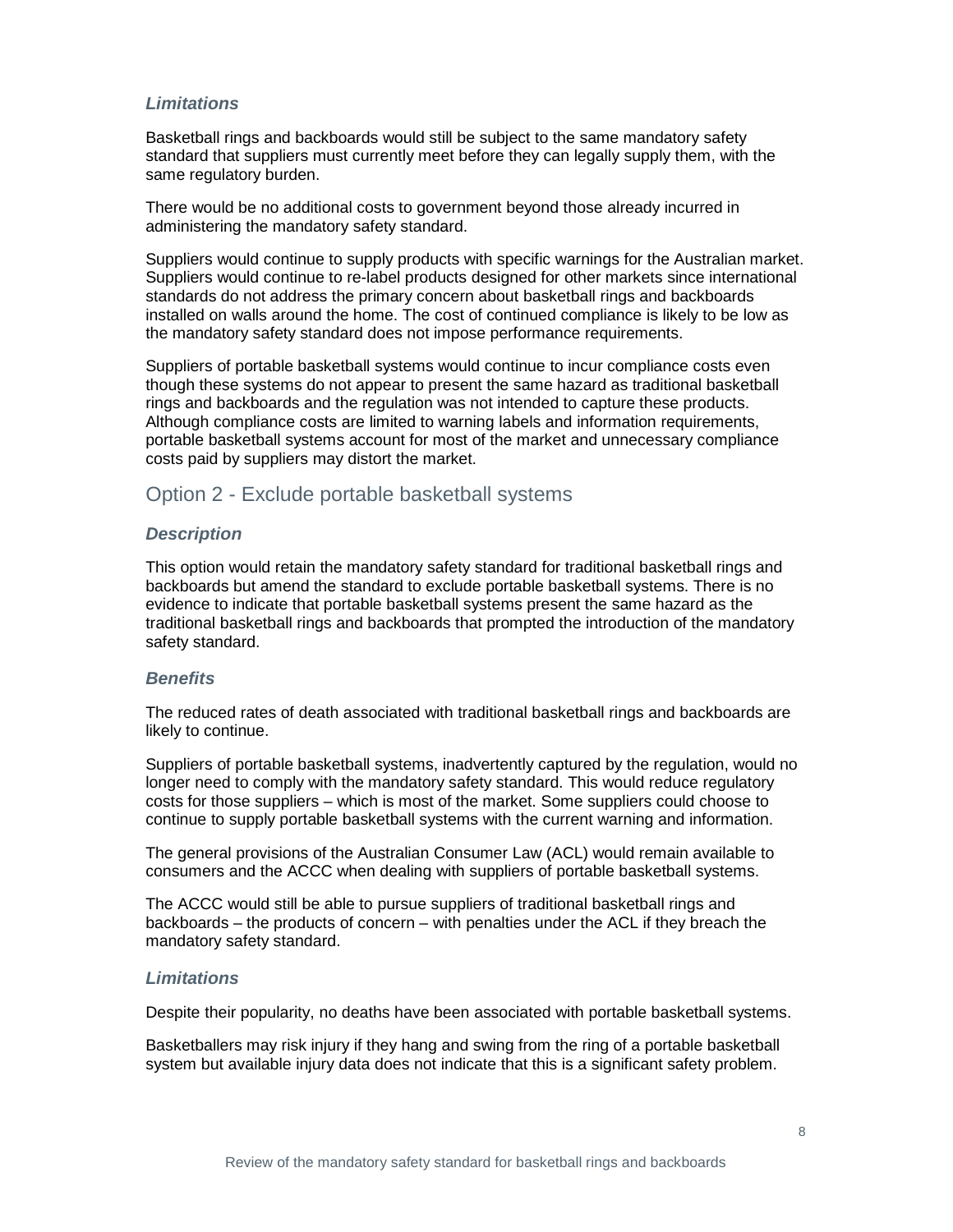### *Limitations*

Basketball rings and backboards would still be subject to the same mandatory safety standard that suppliers must currently meet before they can legally supply them, with the same regulatory burden.

There would be no additional costs to government beyond those already incurred in administering the mandatory safety standard.

Suppliers would continue to supply products with specific warnings for the Australian market. Suppliers would continue to re-label products designed for other markets since international standards do not address the primary concern about basketball rings and backboards installed on walls around the home. The cost of continued compliance is likely to be low as the mandatory safety standard does not impose performance requirements.

Suppliers of portable basketball systems would continue to incur compliance costs even though these systems do not appear to present the same hazard as traditional basketball rings and backboards and the regulation was not intended to capture these products. Although compliance costs are limited to warning labels and information requirements, portable basketball systems account for most of the market and unnecessary compliance costs paid by suppliers may distort the market.

## Option 2 - Exclude portable basketball systems

### *Description*

This option would retain the mandatory safety standard for traditional basketball rings and backboards but amend the standard to exclude portable basketball systems. There is no evidence to indicate that portable basketball systems present the same hazard as the traditional basketball rings and backboards that prompted the introduction of the mandatory safety standard.

### *Benefits*

The reduced rates of death associated with traditional basketball rings and backboards are likely to continue.

Suppliers of portable basketball systems, inadvertently captured by the regulation, would no longer need to comply with the mandatory safety standard. This would reduce regulatory costs for those suppliers – which is most of the market. Some suppliers could choose to continue to supply portable basketball systems with the current warning and information.

The general provisions of the Australian Consumer Law (ACL) would remain available to consumers and the ACCC when dealing with suppliers of portable basketball systems.

The ACCC would still be able to pursue suppliers of traditional basketball rings and backboards – the products of concern – with penalties under the ACL if they breach the mandatory safety standard.

### *Limitations*

Despite their popularity, no deaths have been associated with portable basketball systems.

Basketballers may risk injury if they hang and swing from the ring of a portable basketball system but available injury data does not indicate that this is a significant safety problem.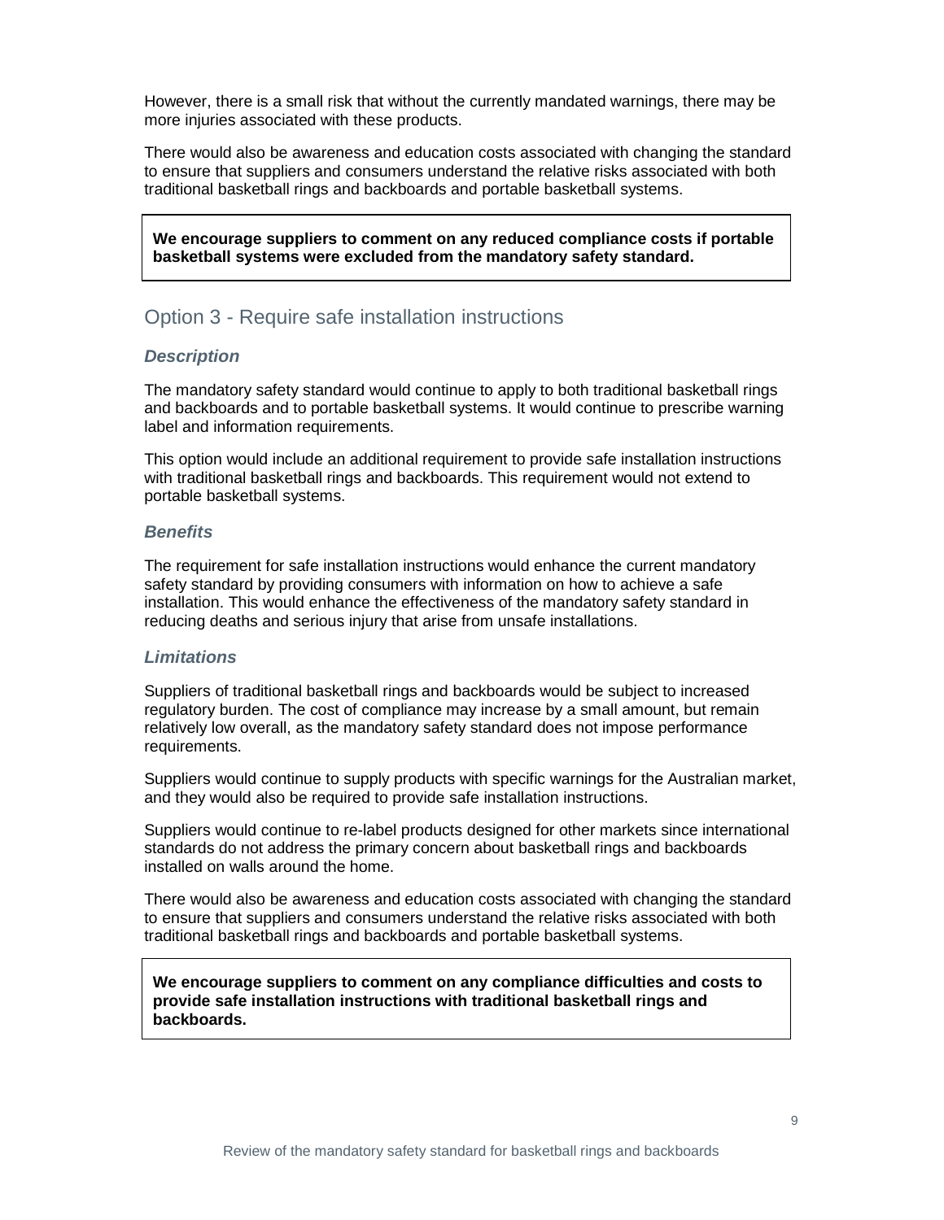However, there is a small risk that without the currently mandated warnings, there may be more injuries associated with these products.

There would also be awareness and education costs associated with changing the standard to ensure that suppliers and consumers understand the relative risks associated with both traditional basketball rings and backboards and portable basketball systems.

> **We encourage suppliers to comment on any reduced compliance costs if portable basketball systems were excluded from the mandatory safety standard.**

## Option 3 - Require safe installation instructions

### *Description*

The mandatory safety standard would continue to apply to both traditional basketball rings and backboards and to portable basketball systems. It would continue to prescribe warning label and information requirements.

This option would include an additional requirement to provide safe installation instructions with traditional basketball rings and backboards. This requirement would not extend to portable basketball systems.

### *Benefits*

The requirement for safe installation instructions would enhance the current mandatory safety standard by providing consumers with information on how to achieve a safe installation. This would enhance the effectiveness of the mandatory safety standard in reducing deaths and serious injury that arise from unsafe installations.

### *Limitations*

Suppliers of traditional basketball rings and backboards would be subject to increased regulatory burden. The cost of compliance may increase by a small amount, but remain relatively low overall, as the mandatory safety standard does not impose performance requirements.

Suppliers would continue to supply products with specific warnings for the Australian market, and they would also be required to provide safe installation instructions.

Suppliers would continue to re-label products designed for other markets since international standards do not address the primary concern about basketball rings and backboards installed on walls around the home.

There would also be awareness and education costs associated with changing the standard to ensure that suppliers and consumers understand the relative risks associated with both traditional basketball rings and backboards and portable basketball systems.

> **We encourage suppliers to comment on any compliance difficulties and costs to provide safe installation instructions with traditional basketball rings and backboards.**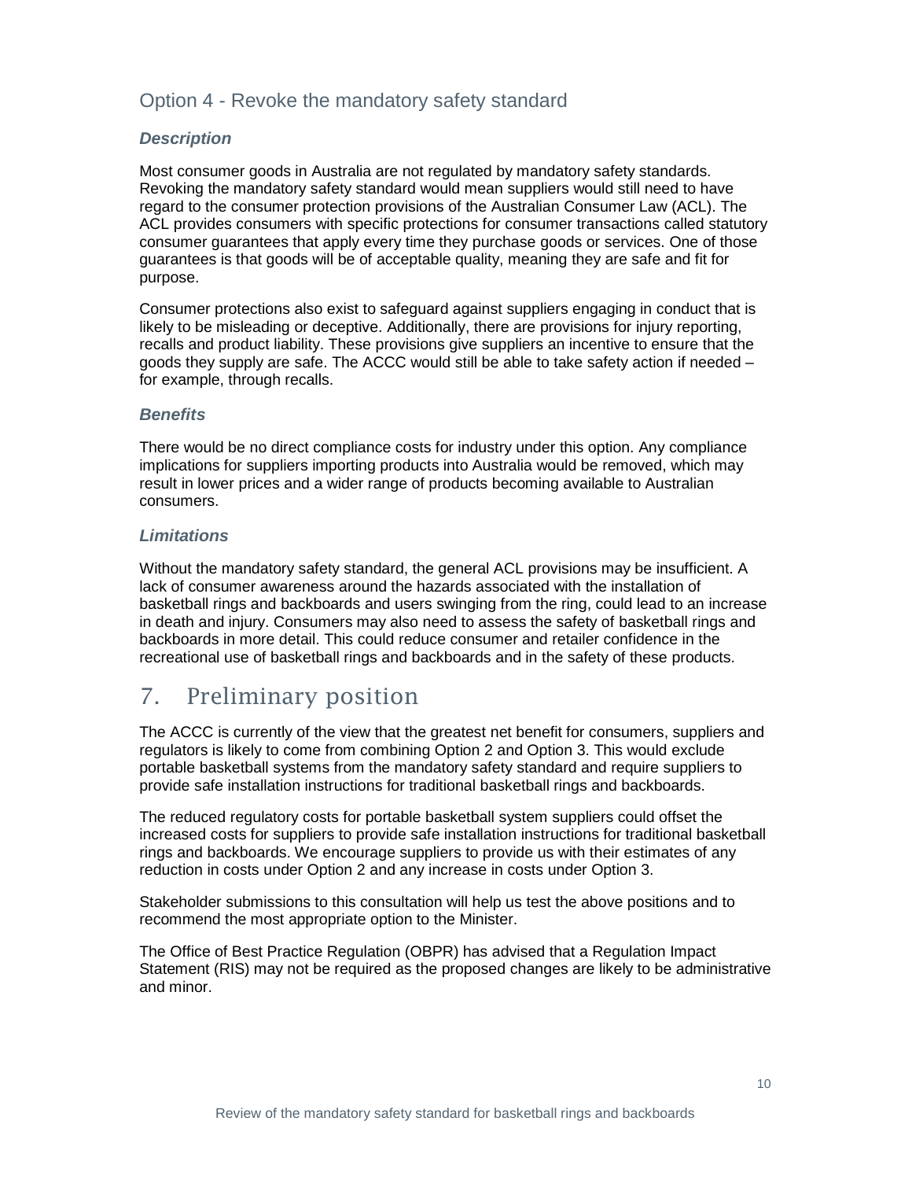## Option 4 - Revoke the mandatory safety standard

### *Description*

Most consumer goods in Australia are not regulated by mandatory safety standards. Revoking the mandatory safety standard would mean suppliers would still need to have regard to the consumer protection provisions of the Australian Consumer Law (ACL). The ACL provides consumers with specific protections for consumer transactions called statutory consumer guarantees that apply every time they purchase goods or services. One of those guarantees is that goods will be of acceptable quality, meaning they are safe and fit for purpose.

Consumer protections also exist to safeguard against suppliers engaging in conduct that is likely to be misleading or deceptive. Additionally, there are provisions for injury reporting, recalls and product liability. These provisions give suppliers an incentive to ensure that the goods they supply are safe. The ACCC would still be able to take safety action if needed – for example, through recalls.

### *Benefits*

There would be no direct compliance costs for industry under this option. Any compliance implications for suppliers importing products into Australia would be removed, which may result in lower prices and a wider range of products becoming available to Australian consumers.

### *Limitations*

Without the mandatory safety standard, the general ACL provisions may be insufficient. A lack of consumer awareness around the hazards associated with the installation of basketball rings and backboards and users swinging from the ring, could lead to an increase in death and injury. Consumers may also need to assess the safety of basketball rings and backboards in more detail. This could reduce consumer and retailer confidence in the recreational use of basketball rings and backboards and in the safety of these products.

# 7. Preliminary position

The ACCC is currently of the view that the greatest net benefit for consumers, suppliers and regulators is likely to come from combining Option 2 and Option 3. This would exclude portable basketball systems from the mandatory safety standard and require suppliers to provide safe installation instructions for traditional basketball rings and backboards.

The reduced regulatory costs for portable basketball system suppliers could offset the increased costs for suppliers to provide safe installation instructions for traditional basketball rings and backboards. We encourage suppliers to provide us with their estimates of any reduction in costs under Option 2 and any increase in costs under Option 3.

Stakeholder submissions to this consultation will help us test the above positions and to recommend the most appropriate option to the Minister.

The Office of Best Practice Regulation (OBPR) has advised that a Regulation Impact Statement (RIS) may not be required as the proposed changes are likely to be administrative and minor.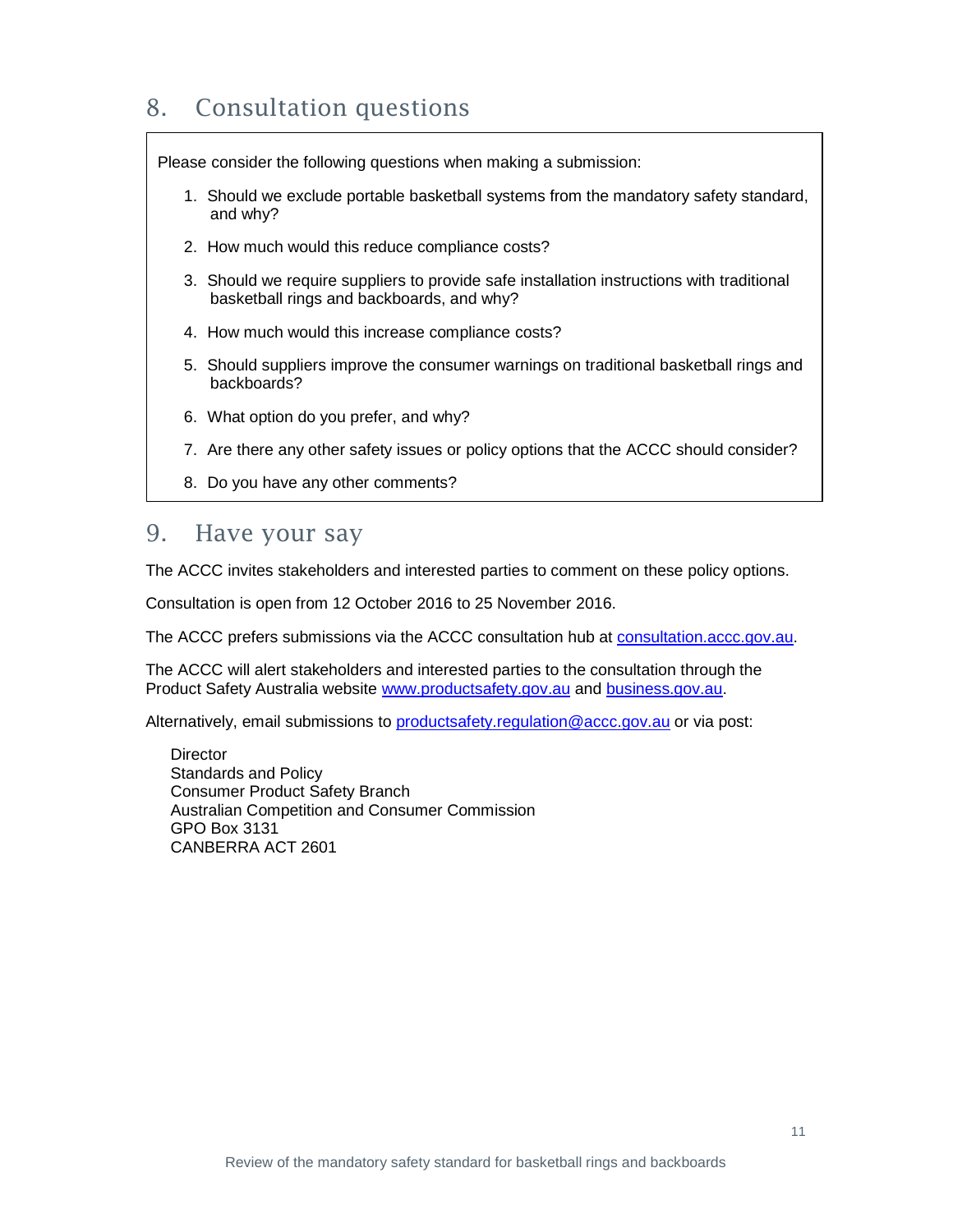## 8. Consultation questions

Please consider the following questions when making a submission:

1. Should we exclude portable basketball systems from the mandatory safety standard, and why?
2. How much would this reduce compliance costs?
3. Should we require suppliers to provide safe installation instructions with traditional basketball rings and backboards, and why?
4. How much would this increase compliance costs?
5. Should suppliers improve the consumer warnings on traditional basketball rings and backboards?
6. What option do you prefer, and why?
7. Are there any other safety issues or policy options that the ACCC should consider?
8. Do you have any other comments?

## 9. Have your say

The ACCC invites stakeholders and interested parties to comment on these policy options.

Consultation is open from 12 October 2016 to 25 November 2016.

The ACCC prefers submissions via the ACCC consultation hub at consultation.accc.gov.au.

The ACCC will alert stakeholders and interested parties to the consultation through the Product Safety Australia website www.productsafety.gov.au and business.gov.au.

Alternatively, email submissions to productsafety.regulation@accc.gov.au or via post:

Director
Standards and Policy
Consumer Product Safety Branch
Australian Competition and Consumer Commission
GPO Box 3131
CANBERRA ACT 2601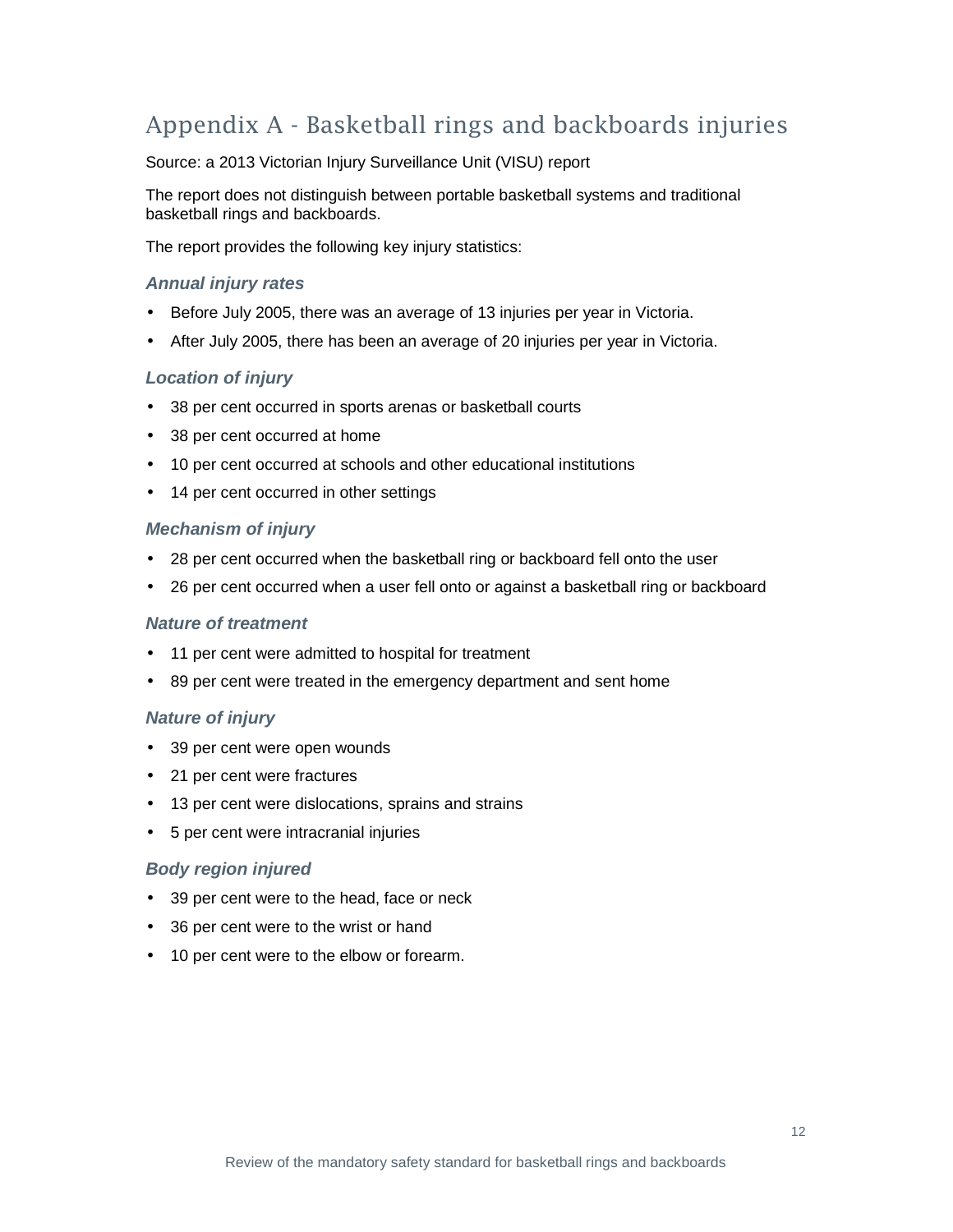## Appendix A - Basketball rings and backboards injuries

Source: a 2013 Victorian Injury Surveillance Unit (VISU) report

The report does not distinguish between portable basketball systems and traditional basketball rings and backboards.

The report provides the following key injury statistics:

### *Annual injury rates*

- Before July 2005, there was an average of 13 injuries per year in Victoria.
- After July 2005, there has been an average of 20 injuries per year in Victoria.

### *Location of injury*

- 38 per cent occurred in sports arenas or basketball courts
- 38 per cent occurred at home
- 10 per cent occurred at schools and other educational institutions
- 14 per cent occurred in other settings

### *Mechanism of injury*

- 28 per cent occurred when the basketball ring or backboard fell onto the user
- 26 per cent occurred when a user fell onto or against a basketball ring or backboard

### *Nature of treatment*

- 11 per cent were admitted to hospital for treatment
- 89 per cent were treated in the emergency department and sent home

### *Nature of injury*

- 39 per cent were open wounds
- 21 per cent were fractures
- 13 per cent were dislocations, sprains and strains
- 5 per cent were intracranial injuries

### *Body region injured*

- 39 per cent were to the head, face or neck
- 36 per cent were to the wrist or hand
- 10 per cent were to the elbow or forearm.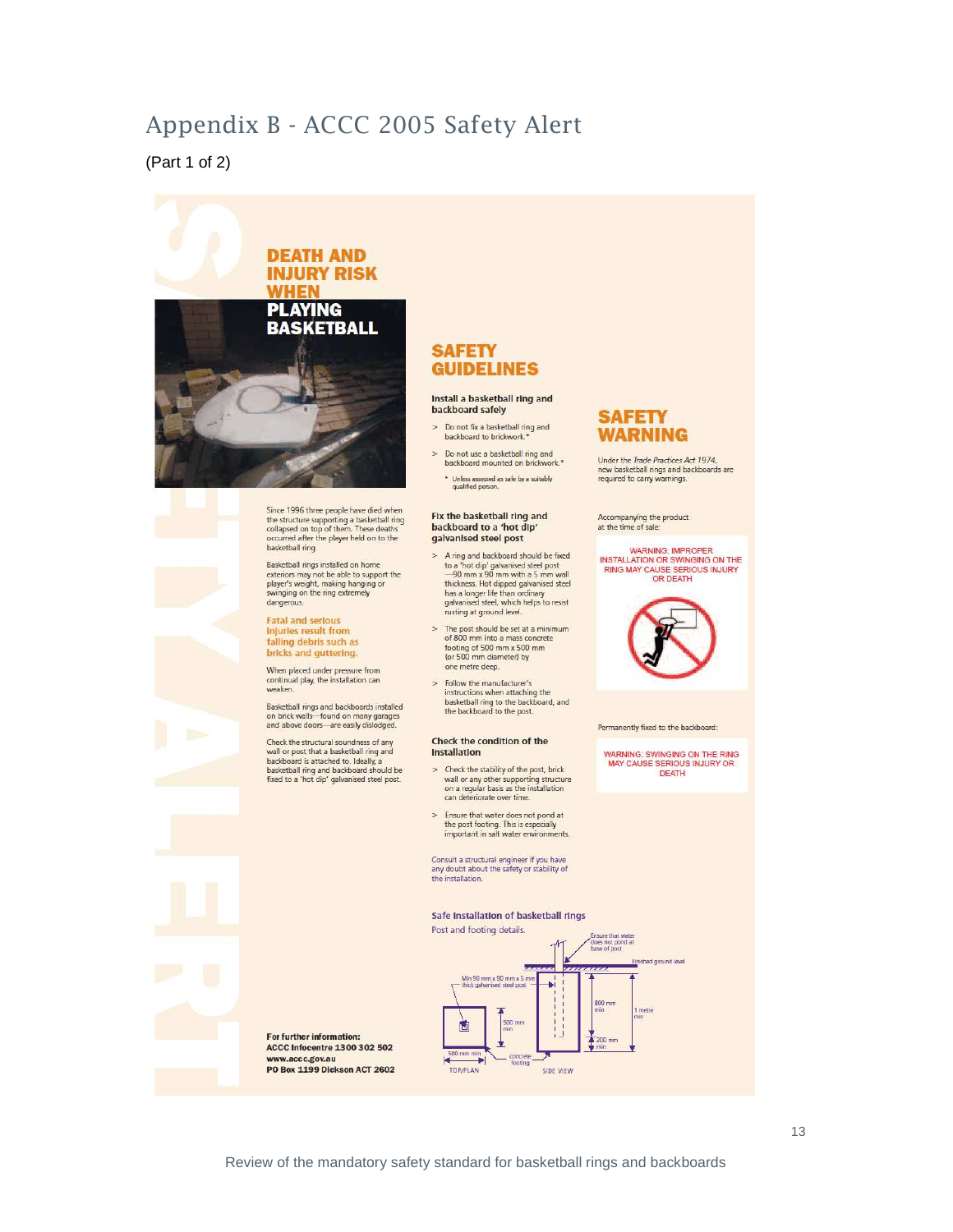# Appendix B - ACCC 2005 Safety Alert

(Part 1 of 2)

## DEATH AND INJURY RISK WHEN PLAYING BASKETBALL

Since 1996 three people have died when the structure supporting a basketball ring collapsed on top of them. These deaths occurred after the player held on to the basketball ring.

Basketball rings installed on home exteriors may not be able to support the player's weight, making hanging or swinging on the ring extremely dangerous.

**Fatal and serious injuries result from falling debris such as bricks and guttering.**

When placed under pressure from continual play, the installation can weaken.

Basketball rings and backboards installed on brick walls—found on many garages and above doors—are easily dislodged.

Check the structural soundness of any wall or post that a basketball ring and backboard is attached to. Ideally, a basketball ring and backboard should be fixed to a 'hot dip' galvanised steel post.

**For further information:**
**ACCC Infocentre 1300 302 502**
**www.accc.gov.au**
**PO Box 1199 Dickson ACT 2602**

## SAFETY GUIDELINES

### Install a basketball ring and backboard safely

> Do not fix a basketball ring and backboard to brickwork.*

> Do not use a basketball ring and backboard mounted on brickwork.*

\* Unless assessed as safe by a suitably qualified person.

### Fix the basketball ring and backboard to a 'hot dip' galvanised steel post

> A ring and backboard should be fixed to a 'hot dip' galvanised steel post —90 mm x 90 mm with a 5 mm wall thickness. Hot dipped galvanised steel has a longer life than ordinary galvanised steel, which helps to resist rusting at ground level.

> The post should be set at a minimum of 800 mm into a mass concrete footing of 500 mm x 500 mm (or 500 mm diameter) by one metre deep.

> Follow the manufacturer's instructions when attaching the basketball ring to the backboard, and the backboard to the post.

### Check the condition of the installation

> Check the stability of the post, brick wall or any other supporting structure on a regular basis as the installation can deteriorate over time.

> Ensure that water does not pond at the post footing. This is especially important in salt water environments.

Consult a structural engineer if you have any doubt about the safety or stability of the installation.

### Safe installation of basketball rings

Post and footing details.

Ensure that water does not pond at base of post

Finished ground level

Min 90 mm x 90 mm x 5 mm thick galvanised steel post

500 mm min

500 mm min

concrete footing

800 mm min

1 metre min

200 mm min

TOP/PLAN

SIDE VIEW

## SAFETY WARNING

Under the *Trade Practices Act 1974*, new basketball rings and backboards are required to carry warnings.

Accompanying the product at the time of sale:

WARNING: IMPROPER INSTALLATION OR SWINGING ON THE RING MAY CAUSE SERIOUS INJURY OR DEATH

Permanently fixed to the backboard:

WARNING: SWINGING ON THE RING MAY CAUSE SERIOUS INJURY OR DEATH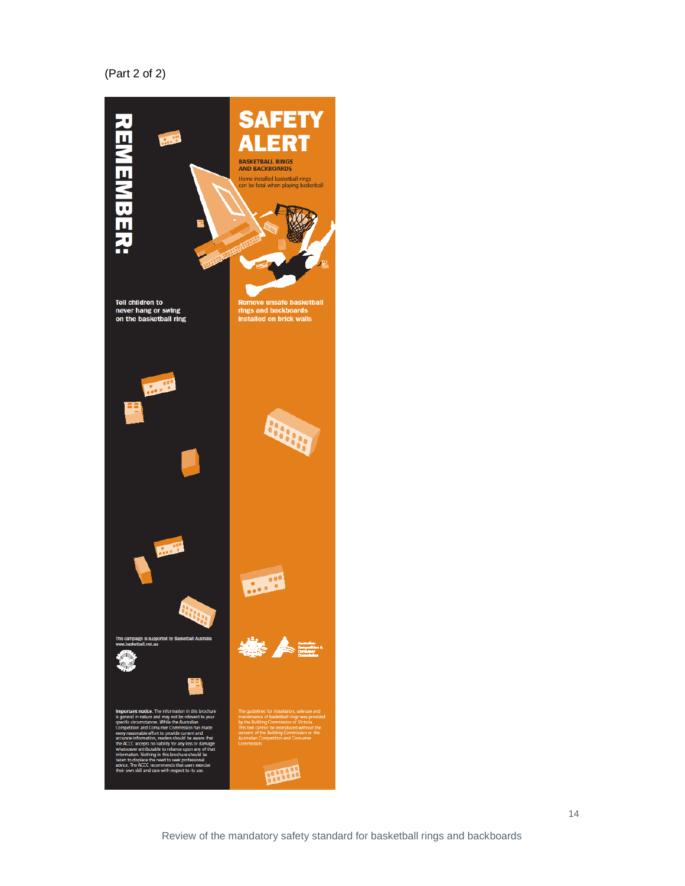(Part 2 of 2)

# REMEMBER:

# SAFETY ALERT

**BASKETBALL RINGS AND BACKBOARDS**

Home installed basketball rings can be fatal when playing basketball

**Tell children to never hang or swing on the basketball ring**

**Remove unsafe basketball rings and backboards installed on brick walls**

This campaign is supported by Basketball Australia
www.basketball.net.au

**Important notice.** The information in this brochure is general in nature and may not be relevant to your specific circumstances. While the Australian Competition and Consumer Commission has made every reasonable effort to provide current and accurate information, readers should be aware that the ACCC accepts no liability for any loss or damage whatsoever attributable to reliance upon any of that information. Nothing in this brochure should be taken to displace the need to seek professional advice. The ACCC recommends that users exercise their own skill and care with respect to its use.

The guidelines for installation, safe use and maintenance of basketball rings was provided by the Building Commission of Victoria. This text cannot be reproduced without the consent of the Building Commission or the Australian Competition and Consumer Commission.

Australian Competition & Consumer Commission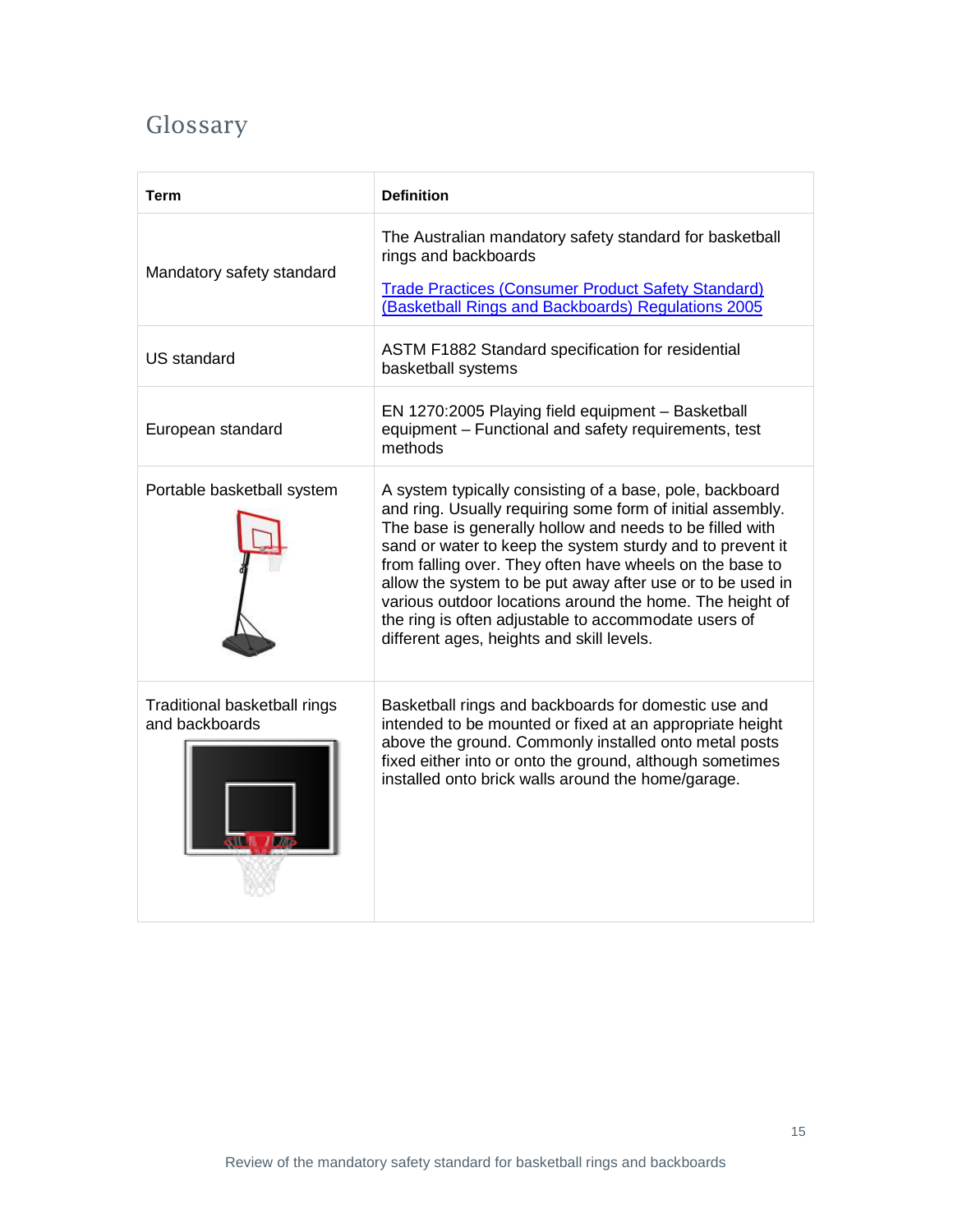# Glossary

| Term | Definition |
|---|---|
| Mandatory safety standard | The Australian mandatory safety standard for basketball rings and backboards<br><br>Trade Practices (Consumer Product Safety Standard) (Basketball Rings and Backboards) Regulations 2005 |
| US standard | ASTM F1882 Standard specification for residential basketball systems |
| European standard | EN 1270:2005 Playing field equipment – Basketball equipment – Functional and safety requirements, test methods |
| Portable basketball system | A system typically consisting of a base, pole, backboard and ring. Usually requiring some form of initial assembly. The base is generally hollow and needs to be filled with sand or water to keep the system sturdy and to prevent it from falling over. They often have wheels on the base to allow the system to be put away after use or to be used in various outdoor locations around the home. The height of the ring is often adjustable to accommodate users of different ages, heights and skill levels. |
| Traditional basketball rings and backboards | Basketball rings and backboards for domestic use and intended to be mounted or fixed at an appropriate height above the ground. Commonly installed onto metal posts fixed either into or onto the ground, although sometimes installed onto brick walls around the home/garage. |